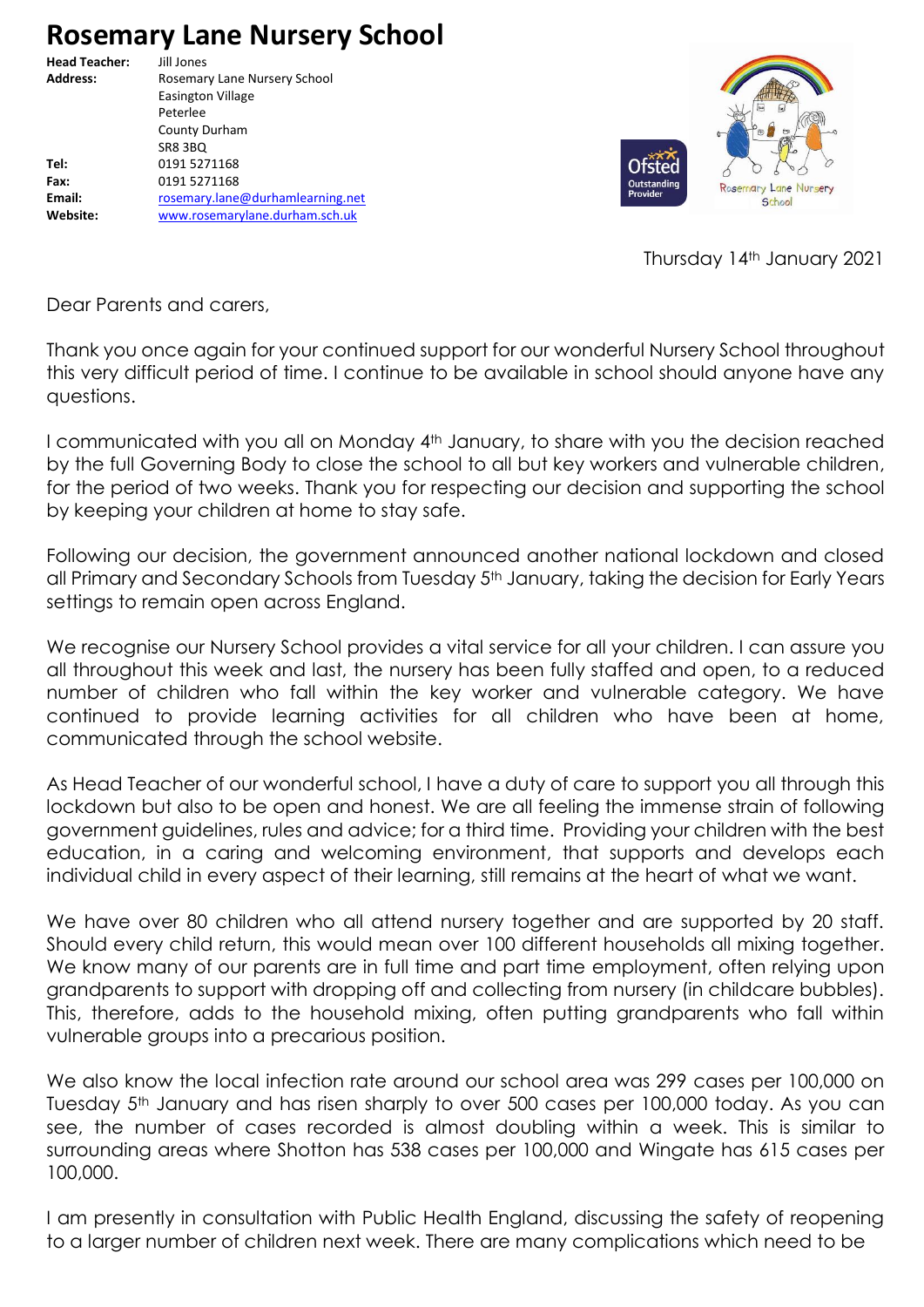# Rosemary Lane Nursery School

**Head Teacher:** Jill Jones
**Address:** Rosemary Lane Nursery School
Easington Village
Peterlee
County Durham
SR8 3BQ
**Tel:** 0191 5271168
**Fax:** 0191 5271168
**Email:** rosemary.lane@durhamlearning.net
**Website:** www.rosemarylane.durham.sch.uk

Ofsted Outstanding Provider

Rosemary Lane Nursery School

Thursday 14th January 2021

Dear Parents and carers,

Thank you once again for your continued support for our wonderful Nursery School throughout this very difficult period of time. I continue to be available in school should anyone have any questions.

I communicated with you all on Monday 4th January, to share with you the decision reached by the full Governing Body to close the school to all but key workers and vulnerable children, for the period of two weeks. Thank you for respecting our decision and supporting the school by keeping your children at home to stay safe.

Following our decision, the government announced another national lockdown and closed all Primary and Secondary Schools from Tuesday 5th January, taking the decision for Early Years settings to remain open across England.

We recognise our Nursery School provides a vital service for all your children. I can assure you all throughout this week and last, the nursery has been fully staffed and open, to a reduced number of children who fall within the key worker and vulnerable category. We have continued to provide learning activities for all children who have been at home, communicated through the school website.

As Head Teacher of our wonderful school, I have a duty of care to support you all through this lockdown but also to be open and honest. We are all feeling the immense strain of following government guidelines, rules and advice; for a third time. Providing your children with the best education, in a caring and welcoming environment, that supports and develops each individual child in every aspect of their learning, still remains at the heart of what we want.

We have over 80 children who all attend nursery together and are supported by 20 staff. Should every child return, this would mean over 100 different households all mixing together. We know many of our parents are in full time and part time employment, often relying upon grandparents to support with dropping off and collecting from nursery (in childcare bubbles). This, therefore, adds to the household mixing, often putting grandparents who fall within vulnerable groups into a precarious position.

We also know the local infection rate around our school area was 299 cases per 100,000 on Tuesday 5th January and has risen sharply to over 500 cases per 100,000 today. As you can see, the number of cases recorded is almost doubling within a week. This is similar to surrounding areas where Shotton has 538 cases per 100,000 and Wingate has 615 cases per 100,000.

I am presently in consultation with Public Health England, discussing the safety of reopening to a larger number of children next week. There are many complications which need to be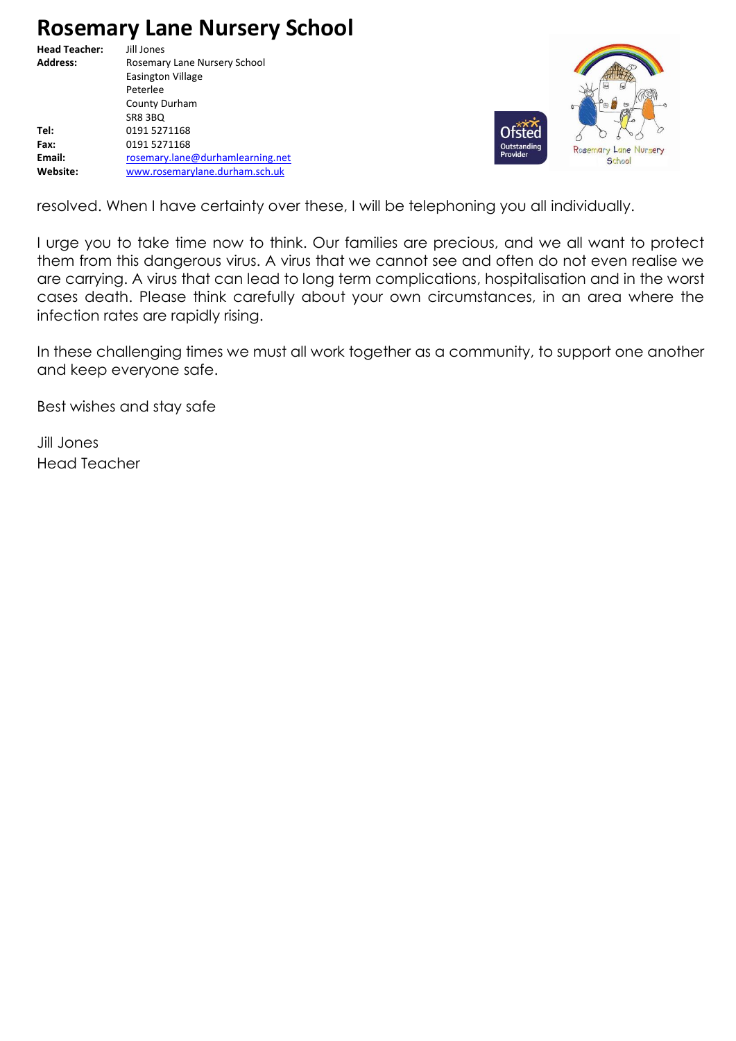# Rosemary Lane Nursery School

**Head Teacher:** Jill Jones
**Address:** Rosemary Lane Nursery School
Easington Village
Peterlee
County Durham
SR8 3BQ
**Tel:** 0191 5271168
**Fax:** 0191 5271168
**Email:** rosemary.lane@durhamlearning.net
**Website:** www.rosemarylane.durham.sch.uk

resolved. When I have certainty over these, I will be telephoning you all individually.

I urge you to take time now to think. Our families are precious, and we all want to protect them from this dangerous virus. A virus that we cannot see and often do not even realise we are carrying. A virus that can lead to long term complications, hospitalisation and in the worst cases death. Please think carefully about your own circumstances, in an area where the infection rates are rapidly rising.

In these challenging times we must all work together as a community, to support one another and keep everyone safe.

Best wishes and stay safe

Jill Jones
Head Teacher